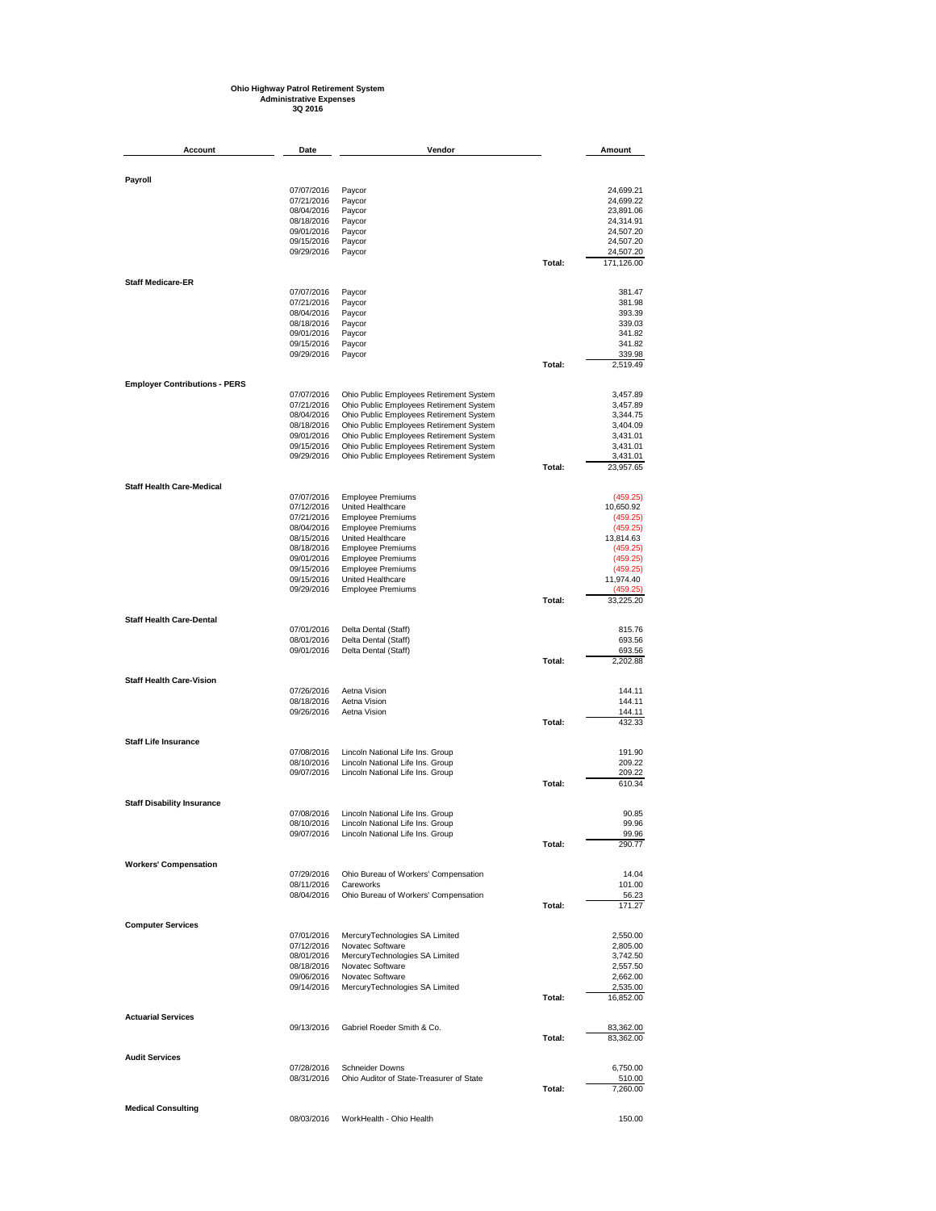**Ohio Highway Patrol Retirement System**
**Administrative Expenses**
**3Q 2016**

| Account | Date | Vendor | | Amount |
|---|---|---|---|---|
| **Payroll** | | | | |
| | 07/07/2016 | Paycor | | 24,699.21 |
| | 07/21/2016 | Paycor | | 24,699.22 |
| | 08/04/2016 | Paycor | | 23,891.06 |
| | 08/18/2016 | Paycor | | 24,314.91 |
| | 09/01/2016 | Paycor | | 24,507.20 |
| | 09/15/2016 | Paycor | | 24,507.20 |
| | 09/29/2016 | Paycor | | 24,507.20 |
| | | | Total: | 171,126.00 |
| **Staff Medicare-ER** | | | | |
| | 07/07/2016 | Paycor | | 381.47 |
| | 07/21/2016 | Paycor | | 381.98 |
| | 08/04/2016 | Paycor | | 393.39 |
| | 08/18/2016 | Paycor | | 339.03 |
| | 09/01/2016 | Paycor | | 341.82 |
| | 09/15/2016 | Paycor | | 341.82 |
| | 09/29/2016 | Paycor | | 339.98 |
| | | | Total: | 2,519.49 |
| **Employer Contributions - PERS** | | | | |
| | 07/07/2016 | Ohio Public Employees Retirement System | | 3,457.89 |
| | 07/21/2016 | Ohio Public Employees Retirement System | | 3,457.89 |
| | 08/04/2016 | Ohio Public Employees Retirement System | | 3,344.75 |
| | 08/18/2016 | Ohio Public Employees Retirement System | | 3,404.09 |
| | 09/01/2016 | Ohio Public Employees Retirement System | | 3,431.01 |
| | 09/15/2016 | Ohio Public Employees Retirement System | | 3,431.01 |
| | 09/29/2016 | Ohio Public Employees Retirement System | | 3,431.01 |
| | | | Total: | 23,957.65 |
| **Staff Health Care-Medical** | | | | |
| | 07/07/2016 | Employee Premiums | | (459.25) |
| | 07/12/2016 | United Healthcare | | 10,650.92 |
| | 07/21/2016 | Employee Premiums | | (459.25) |
| | 08/04/2016 | Employee Premiums | | (459.25) |
| | 08/15/2016 | United Healthcare | | 13,814.63 |
| | 08/18/2016 | Employee Premiums | | (459.25) |
| | 09/01/2016 | Employee Premiums | | (459.25) |
| | 09/15/2016 | Employee Premiums | | (459.25) |
| | 09/15/2016 | United Healthcare | | 11,974.40 |
| | 09/29/2016 | Employee Premiums | | (459.25) |
| | | | Total: | 33,225.20 |
| **Staff Health Care-Dental** | | | | |
| | 07/01/2016 | Delta Dental (Staff) | | 815.76 |
| | 08/01/2016 | Delta Dental (Staff) | | 693.56 |
| | 09/01/2016 | Delta Dental (Staff) | | 693.56 |
| | | | Total: | 2,202.88 |
| **Staff Health Care-Vision** | | | | |
| | 07/26/2016 | Aetna Vision | | 144.11 |
| | 08/18/2016 | Aetna Vision | | 144.11 |
| | 09/26/2016 | Aetna Vision | | 144.11 |
| | | | Total: | 432.33 |
| **Staff Life Insurance** | | | | |
| | 07/08/2016 | Lincoln National Life Ins. Group | | 191.90 |
| | 08/10/2016 | Lincoln National Life Ins. Group | | 209.22 |
| | 09/07/2016 | Lincoln National Life Ins. Group | | 209.22 |
| | | | Total: | 610.34 |
| **Staff Disability Insurance** | | | | |
| | 07/08/2016 | Lincoln National Life Ins. Group | | 90.85 |
| | 08/10/2016 | Lincoln National Life Ins. Group | | 99.96 |
| | 09/07/2016 | Lincoln National Life Ins. Group | | 99.96 |
| | | | Total: | 290.77 |
| **Workers' Compensation** | | | | |
| | 07/29/2016 | Ohio Bureau of Workers' Compensation | | 14.04 |
| | 08/11/2016 | Careworks | | 101.00 |
| | 08/04/2016 | Ohio Bureau of Workers' Compensation | | 56.23 |
| | | | Total: | 171.27 |
| **Computer Services** | | | | |
| | 07/01/2016 | MercuryTechnologies SA Limited | | 2,550.00 |
| | 07/12/2016 | Novatec Software | | 2,805.00 |
| | 08/01/2016 | MercuryTechnologies SA Limited | | 3,742.50 |
| | 08/18/2016 | Novatec Software | | 2,557.50 |
| | 09/06/2016 | Novatec Software | | 2,662.00 |
| | 09/14/2016 | MercuryTechnologies SA Limited | | 2,535.00 |
| | | | Total: | 16,852.00 |
| **Actuarial Services** | | | | |
| | 09/13/2016 | Gabriel Roeder Smith & Co. | | 83,362.00 |
| | | | Total: | 83,362.00 |
| **Audit Services** | | | | |
| | 07/28/2016 | Schneider Downs | | 6,750.00 |
| | 08/31/2016 | Ohio Auditor of State-Treasurer of State | | 510.00 |
| | | | Total: | 7,260.00 |
| **Medical Consulting** | | | | |
| | 08/03/2016 | WorkHealth - Ohio Health | | 150.00 |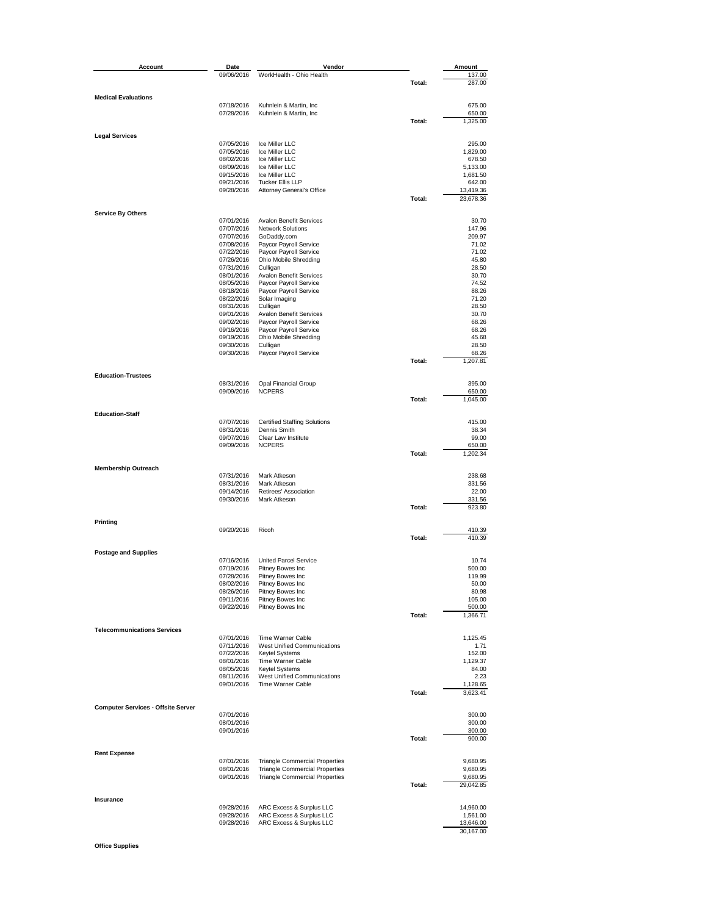| Account | Date | Vendor | | Amount |
|---|---|---|---|---|
| | 09/06/2016 | WorkHealth - Ohio Health | | 137.00 |
| | | | Total: | 287.00 |
| **Medical Evaluations** | | | | |
| | 07/18/2016 | Kuhnlein & Martin, Inc | | 675.00 |
| | 07/28/2016 | Kuhnlein & Martin, Inc | | 650.00 |
| | | | Total: | 1,325.00 |
| **Legal Services** | | | | |
| | 07/05/2016 | Ice Miller LLC | | 295.00 |
| | 07/05/2016 | Ice Miller LLC | | 1,829.00 |
| | 08/02/2016 | Ice Miller LLC | | 678.50 |
| | 08/09/2016 | Ice Miller LLC | | 5,133.00 |
| | 09/15/2016 | Ice Miller LLC | | 1,681.50 |
| | 09/21/2016 | Tucker Ellis LLP | | 642.00 |
| | 09/28/2016 | Attorney General's Office | | 13,419.36 |
| | | | Total: | 23,678.36 |
| **Service By Others** | | | | |
| | 07/01/2016 | Avalon Benefit Services | | 30.70 |
| | 07/07/2016 | Network Solutions | | 147.96 |
| | 07/07/2016 | GoDaddy.com | | 209.97 |
| | 07/08/2016 | Paycor Payroll Service | | 71.02 |
| | 07/22/2016 | Paycor Payroll Service | | 71.02 |
| | 07/26/2016 | Ohio Mobile Shredding | | 45.80 |
| | 07/31/2016 | Culligan | | 28.50 |
| | 08/01/2016 | Avalon Benefit Services | | 30.70 |
| | 08/05/2016 | Paycor Payroll Service | | 74.52 |
| | 08/18/2016 | Paycor Payroll Service | | 88.26 |
| | 08/22/2016 | Solar Imaging | | 71.20 |
| | 08/31/2016 | Culligan | | 28.50 |
| | 09/01/2016 | Avalon Benefit Services | | 30.70 |
| | 09/02/2016 | Paycor Payroll Service | | 68.26 |
| | 09/16/2016 | Paycor Payroll Service | | 68.26 |
| | 09/19/2016 | Ohio Mobile Shredding | | 45.68 |
| | 09/30/2016 | Culligan | | 28.50 |
| | 09/30/2016 | Paycor Payroll Service | | 68.26 |
| | | | Total: | 1,207.81 |
| **Education-Trustees** | | | | |
| | 08/31/2016 | Opal Financial Group | | 395.00 |
| | 09/09/2016 | NCPERS | | 650.00 |
| | | | Total: | 1,045.00 |
| **Education-Staff** | | | | |
| | 07/07/2016 | Certified Staffing Solutions | | 415.00 |
| | 08/31/2016 | Dennis Smith | | 38.34 |
| | 09/07/2016 | Clear Law Institute | | 99.00 |
| | 09/09/2016 | NCPERS | | 650.00 |
| | | | Total: | 1,202.34 |
| **Membership Outreach** | | | | |
| | 07/31/2016 | Mark Atkeson | | 238.68 |
| | 08/31/2016 | Mark Atkeson | | 331.56 |
| | 09/14/2016 | Retirees' Association | | 22.00 |
| | 09/30/2016 | Mark Atkeson | | 331.56 |
| | | | Total: | 923.80 |
| **Printing** | | | | |
| | 09/20/2016 | Ricoh | | 410.39 |
| | | | Total: | 410.39 |
| **Postage and Supplies** | | | | |
| | 07/16/2016 | United Parcel Service | | 10.74 |
| | 07/19/2016 | Pitney Bowes Inc | | 500.00 |
| | 07/28/2016 | Pitney Bowes Inc | | 119.99 |
| | 08/02/2016 | Pitney Bowes Inc | | 50.00 |
| | 08/26/2016 | Pitney Bowes Inc | | 80.98 |
| | 09/11/2016 | Pitney Bowes Inc | | 105.00 |
| | 09/22/2016 | Pitney Bowes Inc | | 500.00 |
| | | | Total: | 1,366.71 |
| **Telecommunications Services** | | | | |
| | 07/01/2016 | Time Warner Cable | | 1,125.45 |
| | 07/11/2016 | West Unified Communications | | 1.71 |
| | 07/22/2016 | Keytel Systems | | 152.00 |
| | 08/01/2016 | Time Warner Cable | | 1,129.37 |
| | 08/05/2016 | Keytel Systems | | 84.00 |
| | 08/11/2016 | West Unified Communications | | 2.23 |
| | 09/01/2016 | Time Warner Cable | | 1,128.65 |
| | | | Total: | 3,623.41 |
| **Computer Services - Offsite Server** | | | | |
| | 07/01/2016 | | | 300.00 |
| | 08/01/2016 | | | 300.00 |
| | 09/01/2016 | | | 300.00 |
| | | | Total: | 900.00 |
| **Rent Expense** | | | | |
| | 07/01/2016 | Triangle Commercial Properties | | 9,680.95 |
| | 08/01/2016 | Triangle Commercial Properties | | 9,680.95 |
| | 09/01/2016 | Triangle Commercial Properties | | 9,680.95 |
| | | | Total: | 29,042.85 |
| **Insurance** | | | | |
| | 09/28/2016 | ARC Excess & Surplus LLC | | 14,960.00 |
| | 09/28/2016 | ARC Excess & Surplus LLC | | 1,561.00 |
| | 09/28/2016 | ARC Excess & Surplus LLC | | 13,646.00 |
| | | | | 30,167.00 |
| **Office Supplies** | | | | |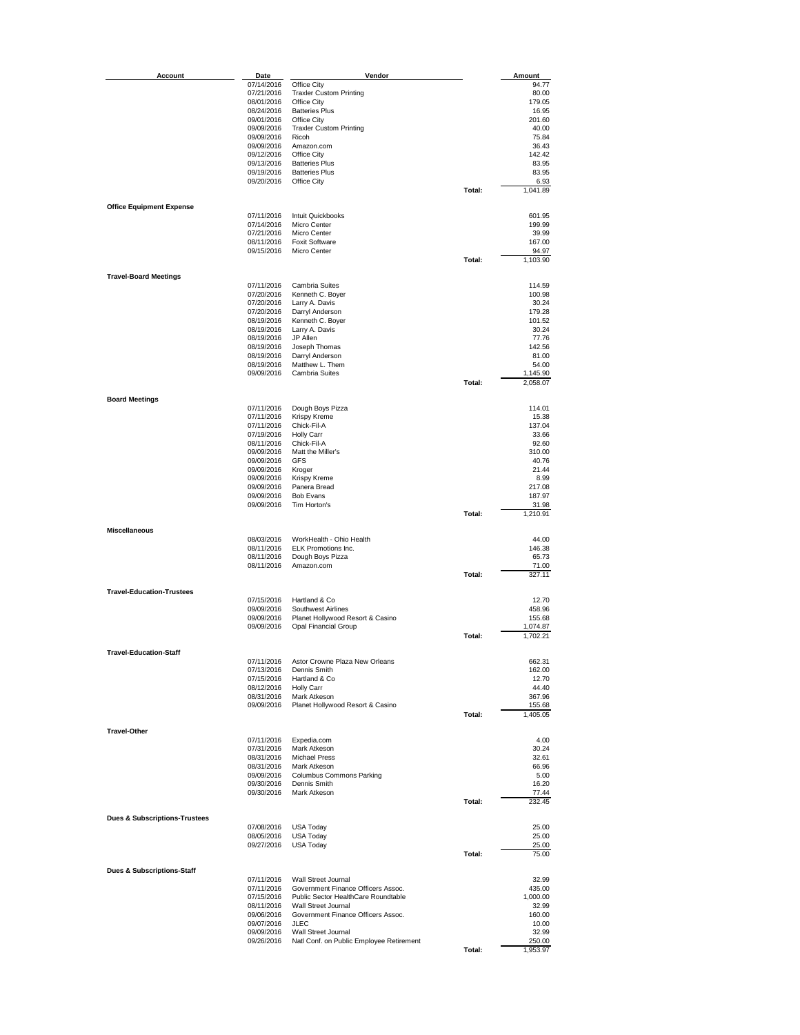| Account | Date | Vendor | | Amount |
|---|---|---|---|---|
| | 07/14/2016 | Office City | | 94.77 |
| | 07/21/2016 | Traxler Custom Printing | | 80.00 |
| | 08/01/2016 | Office City | | 179.05 |
| | 08/24/2016 | Batteries Plus | | 16.95 |
| | 09/01/2016 | Office City | | 201.60 |
| | 09/09/2016 | Traxler Custom Printing | | 40.00 |
| | 09/09/2016 | Ricoh | | 75.84 |
| | 09/09/2016 | Amazon.com | | 36.43 |
| | 09/12/2016 | Office City | | 142.42 |
| | 09/13/2016 | Batteries Plus | | 83.95 |
| | 09/19/2016 | Batteries Plus | | 83.95 |
| | 09/20/2016 | Office City | | 6.93 |
| | | | Total: | 1,041.89 |
| **Office Equipment Expense** | | | | |
| | 07/11/2016 | Intuit Quickbooks | | 601.95 |
| | 07/14/2016 | Micro Center | | 199.99 |
| | 07/21/2016 | Micro Center | | 39.99 |
| | 08/11/2016 | Foxit Software | | 167.00 |
| | 09/15/2016 | Micro Center | | 94.97 |
| | | | Total: | 1,103.90 |
| **Travel-Board Meetings** | | | | |
| | 07/11/2016 | Cambria Suites | | 114.59 |
| | 07/20/2016 | Kenneth C. Boyer | | 100.98 |
| | 07/20/2016 | Larry A. Davis | | 30.24 |
| | 07/20/2016 | Darryl Anderson | | 179.28 |
| | 08/19/2016 | Kenneth C. Boyer | | 101.52 |
| | 08/19/2016 | Larry A. Davis | | 30.24 |
| | 08/19/2016 | JP Allen | | 77.76 |
| | 08/19/2016 | Joseph Thomas | | 142.56 |
| | 08/19/2016 | Darryl Anderson | | 81.00 |
| | 08/19/2016 | Matthew L. Them | | 54.00 |
| | 09/09/2016 | Cambria Suites | | 1,145.90 |
| | | | Total: | 2,058.07 |
| **Board Meetings** | | | | |
| | 07/11/2016 | Dough Boys Pizza | | 114.01 |
| | 07/11/2016 | Krispy Kreme | | 15.38 |
| | 07/11/2016 | Chick-Fil-A | | 137.04 |
| | 07/19/2016 | Holly Carr | | 33.66 |
| | 08/11/2016 | Chick-Fil-A | | 92.60 |
| | 09/09/2016 | Matt the Miller's | | 310.00 |
| | 09/09/2016 | GFS | | 40.76 |
| | 09/09/2016 | Kroger | | 21.44 |
| | 09/09/2016 | Krispy Kreme | | 8.99 |
| | 09/09/2016 | Panera Bread | | 217.08 |
| | 09/09/2016 | Bob Evans | | 187.97 |
| | 09/09/2016 | Tim Horton's | | 31.98 |
| | | | Total: | 1,210.91 |
| **Miscellaneous** | | | | |
| | 08/03/2016 | WorkHealth - Ohio Health | | 44.00 |
| | 08/11/2016 | ELK Promotions Inc. | | 146.38 |
| | 08/11/2016 | Dough Boys Pizza | | 65.73 |
| | 08/11/2016 | Amazon.com | | 71.00 |
| | | | Total: | 327.11 |
| **Travel-Education-Trustees** | | | | |
| | 07/15/2016 | Hartland & Co | | 12.70 |
| | 09/09/2016 | Southwest Airlines | | 458.96 |
| | 09/09/2016 | Planet Hollywood Resort & Casino | | 155.68 |
| | 09/09/2016 | Opal Financial Group | | 1,074.87 |
| | | | Total: | 1,702.21 |
| **Travel-Education-Staff** | | | | |
| | 07/11/2016 | Astor Crowne Plaza New Orleans | | 662.31 |
| | 07/13/2016 | Dennis Smith | | 162.00 |
| | 07/15/2016 | Hartland & Co | | 12.70 |
| | 08/12/2016 | Holly Carr | | 44.40 |
| | 08/31/2016 | Mark Atkeson | | 367.96 |
| | 09/09/2016 | Planet Hollywood Resort & Casino | | 155.68 |
| | | | Total: | 1,405.05 |
| **Travel-Other** | | | | |
| | 07/11/2016 | Expedia.com | | 4.00 |
| | 07/31/2016 | Mark Atkeson | | 30.24 |
| | 08/31/2016 | Michael Press | | 32.61 |
| | 08/31/2016 | Mark Atkeson | | 66.96 |
| | 09/09/2016 | Columbus Commons Parking | | 5.00 |
| | 09/30/2016 | Dennis Smith | | 16.20 |
| | 09/30/2016 | Mark Atkeson | | 77.44 |
| | | | Total: | 232.45 |
| **Dues & Subscriptions-Trustees** | | | | |
| | 07/08/2016 | USA Today | | 25.00 |
| | 08/05/2016 | USA Today | | 25.00 |
| | 09/27/2016 | USA Today | | 25.00 |
| | | | Total: | 75.00 |
| **Dues & Subscriptions-Staff** | | | | |
| | 07/11/2016 | Wall Street Journal | | 32.99 |
| | 07/11/2016 | Government Finance Officers Assoc. | | 435.00 |
| | 07/15/2016 | Public Sector HealthCare Roundtable | | 1,000.00 |
| | 08/11/2016 | Wall Street Journal | | 32.99 |
| | 09/06/2016 | Government Finance Officers Assoc. | | 160.00 |
| | 09/07/2016 | JLEC | | 10.00 |
| | 09/09/2016 | Wall Street Journal | | 32.99 |
| | 09/26/2016 | Natl Conf. on Public Employee Retirement | | 250.00 |
| | | | Total: | 1,953.97 |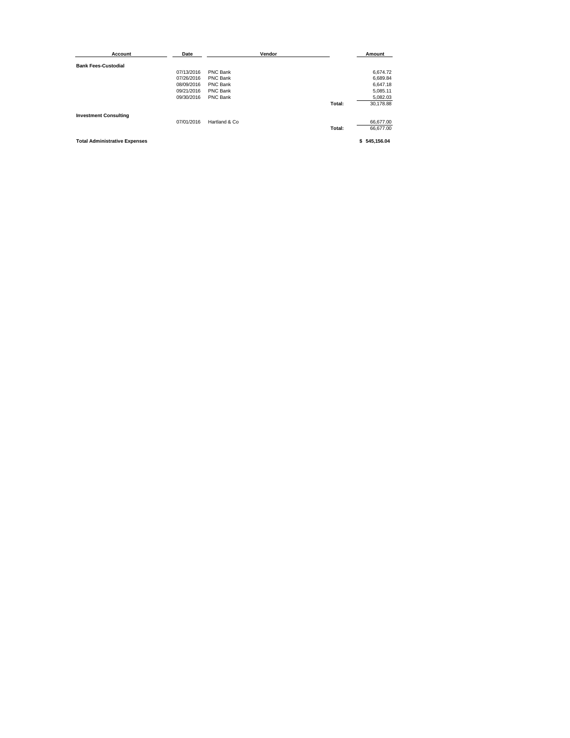| Account | Date | Vendor | | Amount |
|---|---|---|---|---|
| **Bank Fees-Custodial** | | | | |
| | 07/13/2016 | PNC Bank | | 6,674.72 |
| | 07/26/2016 | PNC Bank | | 6,689.84 |
| | 08/09/2016 | PNC Bank | | 6,647.18 |
| | 09/21/2016 | PNC Bank | | 5,085.11 |
| | 09/30/2016 | PNC Bank | | 5,082.03 |
| | | | **Total:** | 30,178.88 |
| **Investment Consulting** | | | | |
| | 07/01/2016 | Hartland & Co | | 66,677.00 |
| | | | **Total:** | 66,677.00 |
| **Total Administrative Expenses** | | | | **$ 545,156.04** |